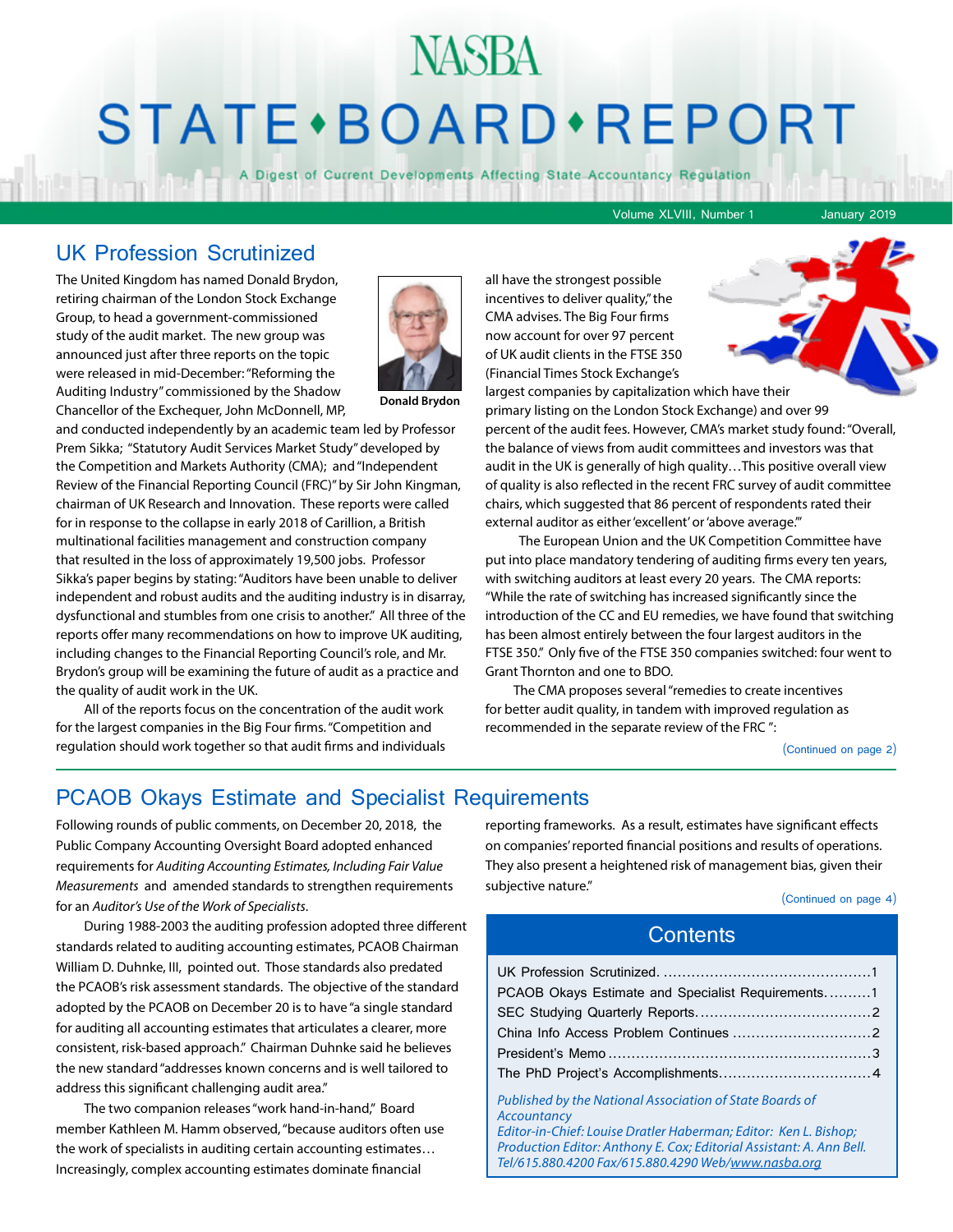# NASBA STATE • BOARD • REPORT

A Digest of Current Developments Affecting State Accountancy Regulation

Volume XLVIII, Number 1 January 2019

## UK Profession Scrutinized

The United Kingdom has named Donald Brydon, retiring chairman of the London Stock Exchange Group, to head a government-commissioned study of the audit market. The new group was announced just after three reports on the topic were released in mid-December: "Reforming the Auditing Industry" commissioned by the Shadow Chancellor of the Exchequer, John McDonnell, MP, and conducted independently by an academic team led by Professor Prem Sikka; "Statutory Audit Services Market Study" developed by the Competition and Markets Authority (CMA); and "Independent Review of the Financial Reporting Council (FRC)" by Sir John Kingman, chairman of UK Research and Innovation. These reports were called for in response to the collapse in early 2018 of Carillion, a British multinational facilities management and construction company that resulted in the loss of approximately 19,500 jobs. Professor Sikka's paper begins by stating: "Auditors have been unable to deliver independent and robust audits and the auditing industry is in disarray, dysfunctional and stumbles from one crisis to another." All three of the reports offer many recommendations on how to improve UK auditing, including changes to the Financial Reporting Council's role, and Mr. Brydon's group will be examining the future of audit as a practice and the quality of audit work in the UK.

Donald Brydon

All of the reports focus on the concentration of the audit work for the largest companies in the Big Four firms. "Competition and regulation should work together so that audit firms and individuals all have the strongest possible incentives to deliver quality," the CMA advises. The Big Four firms now account for over 97 percent of UK audit clients in the FTSE 350 (Financial Times Stock Exchange's largest companies by capitalization which have their primary listing on the London Stock Exchange) and over 99 percent of the audit fees. However, CMA's market study found: "Overall, the balance of views from audit committees and investors was that audit in the UK is generally of high quality…This positive overall view of quality is also reflected in the recent FRC survey of audit committee chairs, which suggested that 86 percent of respondents rated their external auditor as either 'excellent' or 'above average.'"

The European Union and the UK Competition Committee have put into place mandatory tendering of auditing firms every ten years, with switching auditors at least every 20 years. The CMA reports: "While the rate of switching has increased significantly since the introduction of the CC and EU remedies, we have found that switching has been almost entirely between the four largest auditors in the FTSE 350." Only five of the FTSE 350 companies switched: four went to Grant Thornton and one to BDO.

The CMA proposes several "remedies to create incentives for better audit quality, in tandem with improved regulation as recommended in the separate review of the FRC ":

(Continued on page 2)

## PCAOB Okays Estimate and Specialist Requirements

Following rounds of public comments, on December 20, 2018, the Public Company Accounting Oversight Board adopted enhanced requirements for *Auditing Accounting Estimates, Including Fair Value Measurements* and amended standards to strengthen requirements for an *Auditor's Use of the Work of Specialists*.

During 1988-2003 the auditing profession adopted three different standards related to auditing accounting estimates, PCAOB Chairman William D. Duhnke, III, pointed out. Those standards also predated the PCAOB's risk assessment standards. The objective of the standard adopted by the PCAOB on December 20 is to have "a single standard for auditing all accounting estimates that articulates a clearer, more consistent, risk-based approach." Chairman Duhnke said he believes the new standard "addresses known concerns and is well tailored to address this significant challenging audit area."

The two companion releases "work hand-in-hand," Board member Kathleen M. Hamm observed, "because auditors often use the work of specialists in auditing certain accounting estimates… Increasingly, complex accounting estimates dominate financial reporting frameworks. As a result, estimates have significant effects on companies' reported financial positions and results of operations. They also present a heightened risk of management bias, given their subjective nature."

(Continued on page 4)

## Contents

- UK Profession Scrutinized ....1
- PCAOB Okays Estimate and Specialist Requirements ....1
- SEC Studying Quarterly Reports ....2
- China Info Access Problem Continues ....2
- President's Memo ....3
- The PhD Project's Accomplishments ....4

*Published by the National Association of State Boards of Accountancy*
*Editor-in-Chief: Louise Dratler Haberman; Editor: Ken L. Bishop; Production Editor: Anthony E. Cox; Editorial Assistant: A. Ann Bell. Tel/615.880.4200 Fax/615.880.4290 Web/www.nasba.org*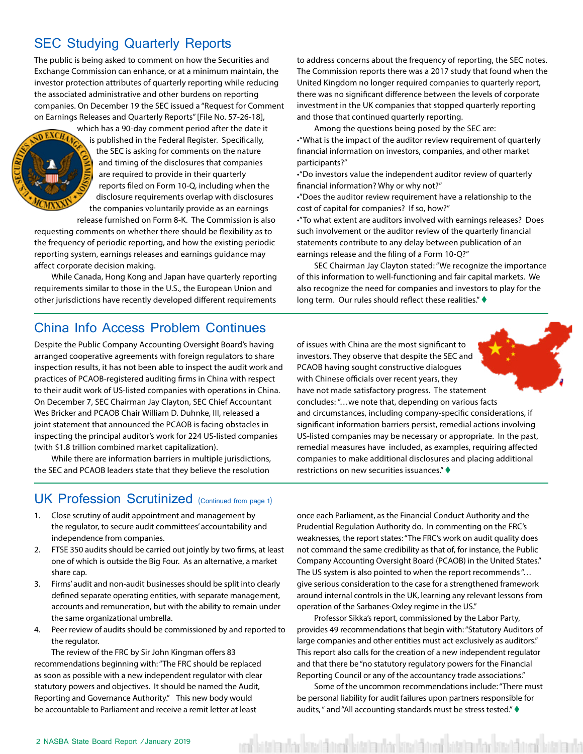## SEC Studying Quarterly Reports

The public is being asked to comment on how the Securities and Exchange Commission can enhance, or at a minimum maintain, the investor protection attributes of quarterly reporting while reducing the associated administrative and other burdens on reporting companies. On December 19 the SEC issued a "Request for Comment on Earnings Releases and Quarterly Reports" [File No. 57-26-18], which has a 90-day comment period after the date it is published in the Federal Register. Specifically, the SEC is asking for comments on the nature and timing of the disclosures that companies are required to provide in their quarterly reports filed on Form 10-Q, including when the disclosure requirements overlap with disclosures the companies voluntarily provide as an earnings release furnished on Form 8-K. The Commission is also requesting comments on whether there should be flexibility as to the frequency of periodic reporting, and how the existing periodic reporting system, earnings releases and earnings guidance may affect corporate decision making.

While Canada, Hong Kong and Japan have quarterly reporting requirements similar to those in the U.S., the European Union and other jurisdictions have recently developed different requirements to address concerns about the frequency of reporting, the SEC notes. The Commission reports there was a 2017 study that found when the United Kingdom no longer required companies to quarterly report, there was no significant difference between the levels of corporate investment in the UK companies that stopped quarterly reporting and those that continued quarterly reporting.

Among the questions being posed by the SEC are:

- "What is the impact of the auditor review requirement of quarterly financial information on investors, companies, and other market participants?"
- "Do investors value the independent auditor review of quarterly financial information? Why or why not?"
- "Does the auditor review requirement have a relationship to the cost of capital for companies? If so, how?"
- "To what extent are auditors involved with earnings releases? Does such involvement or the auditor review of the quarterly financial statements contribute to any delay between publication of an earnings release and the filing of a Form 10-Q?"

SEC Chairman Jay Clayton stated: "We recognize the importance of this information to well-functioning and fair capital markets. We also recognize the need for companies and investors to play for the long term. Our rules should reflect these realities." ♦

## China Info Access Problem Continues

Despite the Public Company Accounting Oversight Board's having arranged cooperative agreements with foreign regulators to share inspection results, it has not been able to inspect the audit work and practices of PCAOB-registered auditing firms in China with respect to their audit work of US-listed companies with operations in China. On December 7, SEC Chairman Jay Clayton, SEC Chief Accountant Wes Bricker and PCAOB Chair William D. Duhnke, III, released a joint statement that announced the PCAOB is facing obstacles in inspecting the principal auditor's work for 224 US-listed companies (with $1.8 trillion combined market capitalization).

While there are information barriers in multiple jurisdictions, the SEC and PCAOB leaders state that they believe the resolution of issues with China are the most significant to investors. They observe that despite the SEC and PCAOB having sought constructive dialogues with Chinese officials over recent years, they have not made satisfactory progress. The statement concludes: "…we note that, depending on various facts and circumstances, including company-specific considerations, if significant information barriers persist, remedial actions involving US-listed companies may be necessary or appropriate. In the past, remedial measures have included, as examples, requiring affected companies to make additional disclosures and placing additional restrictions on new securities issuances." ♦

## UK Profession Scrutinized (Continued from page 1)

1. Close scrutiny of audit appointment and management by the regulator, to secure audit committees' accountability and independence from companies.
2. FTSE 350 audits should be carried out jointly by two firms, at least one of which is outside the Big Four. As an alternative, a market share cap.
3. Firms' audit and non-audit businesses should be split into clearly defined separate operating entities, with separate management, accounts and remuneration, but with the ability to remain under the same organizational umbrella.
4. Peer review of audits should be commissioned by and reported to the regulator.

The review of the FRC by Sir John Kingman offers 83 recommendations beginning with: "The FRC should be replaced as soon as possible with a new independent regulator with clear statutory powers and objectives. It should be named the Audit, Reporting and Governance Authority." This new body would be accountable to Parliament and receive a remit letter at least once each Parliament, as the Financial Conduct Authority and the Prudential Regulation Authority do. In commenting on the FRC's weaknesses, the report states: "The FRC's work on audit quality does not command the same credibility as that of, for instance, the Public Company Accounting Oversight Board (PCAOB) in the United States." The US system is also pointed to when the report recommends "…give serious consideration to the case for a strengthened framework around internal controls in the UK, learning any relevant lessons from operation of the Sarbanes-Oxley regime in the US."

Professor Sikka's report, commissioned by the Labor Party, provides 49 recommendations that begin with: "Statutory Auditors of large companies and other entities must act exclusively as auditors." This report also calls for the creation of a new independent regulator and that there be "no statutory regulatory powers for the Financial Reporting Council or any of the accountancy trade associations."

Some of the uncommon recommendations include: "There must be personal liability for audit failures upon partners responsible for audits," and "All accounting standards must be stress tested." ♦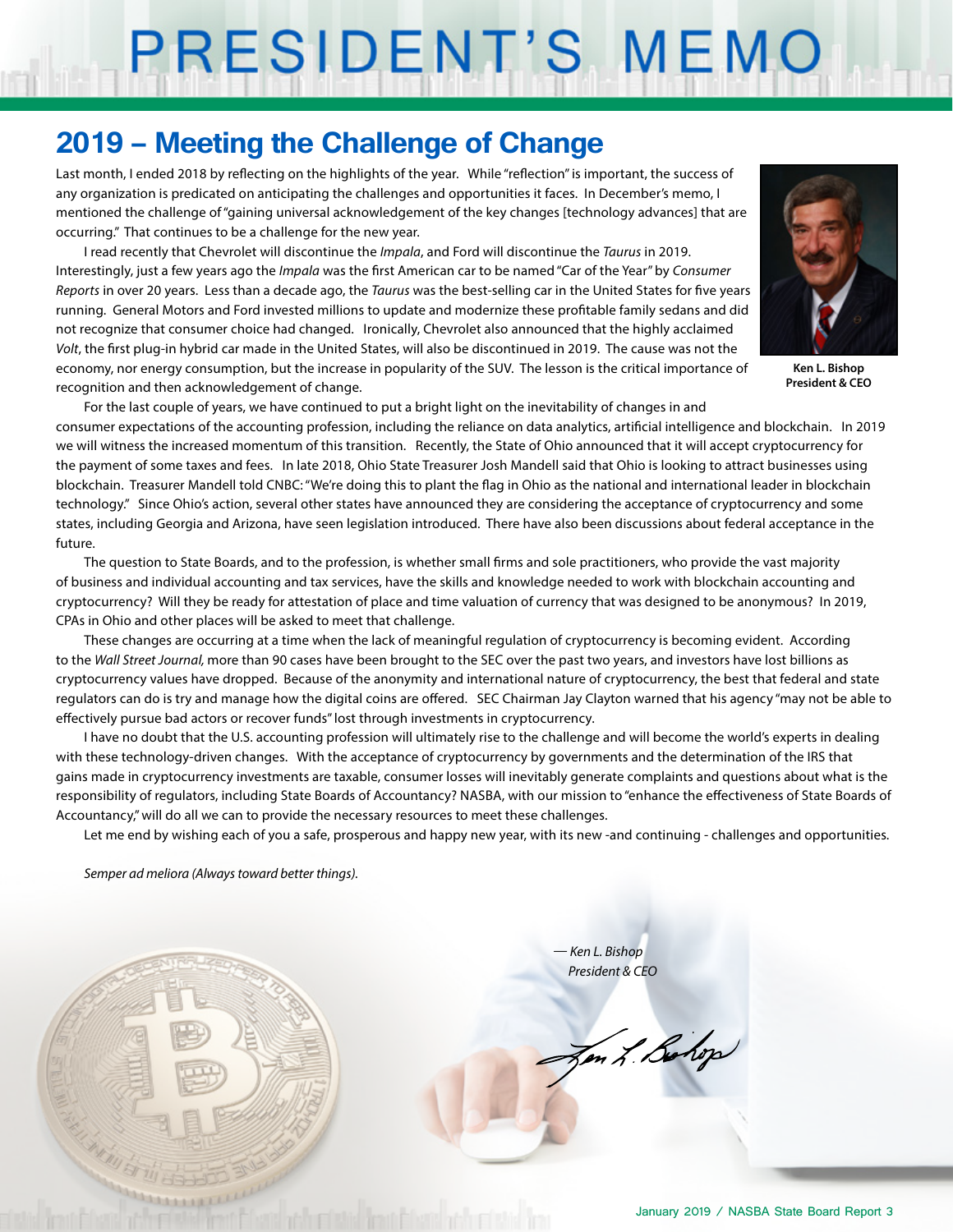# PRESIDENT'S MEMO

## 2019 – Meeting the Challenge of Change

Last month, I ended 2018 by reflecting on the highlights of the year. While "reflection" is important, the success of any organization is predicated on anticipating the challenges and opportunities it faces. In December's memo, I mentioned the challenge of "gaining universal acknowledgement of the key changes [technology advances] that are occurring." That continues to be a challenge for the new year.

I read recently that Chevrolet will discontinue the *Impala*, and Ford will discontinue the *Taurus* in 2019. Interestingly, just a few years ago the *Impala* was the first American car to be named "Car of the Year" by *Consumer Reports* in over 20 years. Less than a decade ago, the *Taurus* was the best-selling car in the United States for five years running. General Motors and Ford invested millions to update and modernize these profitable family sedans and did not recognize that consumer choice had changed. Ironically, Chevrolet also announced that the highly acclaimed *Volt*, the first plug-in hybrid car made in the United States, will also be discontinued in 2019. The cause was not the economy, nor energy consumption, but the increase in popularity of the SUV. The lesson is the critical importance of recognition and then acknowledgement of change.

**Ken L. Bishop**
**President & CEO**

For the last couple of years, we have continued to put a bright light on the inevitability of changes in and consumer expectations of the accounting profession, including the reliance on data analytics, artificial intelligence and blockchain. In 2019 we will witness the increased momentum of this transition. Recently, the State of Ohio announced that it will accept cryptocurrency for the payment of some taxes and fees. In late 2018, Ohio State Treasurer Josh Mandell said that Ohio is looking to attract businesses using blockchain. Treasurer Mandell told CNBC: "We're doing this to plant the flag in Ohio as the national and international leader in blockchain technology." Since Ohio's action, several other states have announced they are considering the acceptance of cryptocurrency and some states, including Georgia and Arizona, have seen legislation introduced. There have also been discussions about federal acceptance in the future.

The question to State Boards, and to the profession, is whether small firms and sole practitioners, who provide the vast majority of business and individual accounting and tax services, have the skills and knowledge needed to work with blockchain accounting and cryptocurrency? Will they be ready for attestation of place and time valuation of currency that was designed to be anonymous? In 2019, CPAs in Ohio and other places will be asked to meet that challenge.

These changes are occurring at a time when the lack of meaningful regulation of cryptocurrency is becoming evident. According to the *Wall Street Journal,* more than 90 cases have been brought to the SEC over the past two years, and investors have lost billions as cryptocurrency values have dropped. Because of the anonymity and international nature of cryptocurrency, the best that federal and state regulators can do is try and manage how the digital coins are offered. SEC Chairman Jay Clayton warned that his agency "may not be able to effectively pursue bad actors or recover funds" lost through investments in cryptocurrency.

I have no doubt that the U.S. accounting profession will ultimately rise to the challenge and will become the world's experts in dealing with these technology-driven changes. With the acceptance of cryptocurrency by governments and the determination of the IRS that gains made in cryptocurrency investments are taxable, consumer losses will inevitably generate complaints and questions about what is the responsibility of regulators, including State Boards of Accountancy? NASBA, with our mission to "enhance the effectiveness of State Boards of Accountancy," will do all we can to provide the necessary resources to meet these challenges.

Let me end by wishing each of you a safe, prosperous and happy new year, with its new -and continuing - challenges and opportunities.

*Semper ad meliora (Always toward better things).*

*— Ken L. Bishop*
*President & CEO*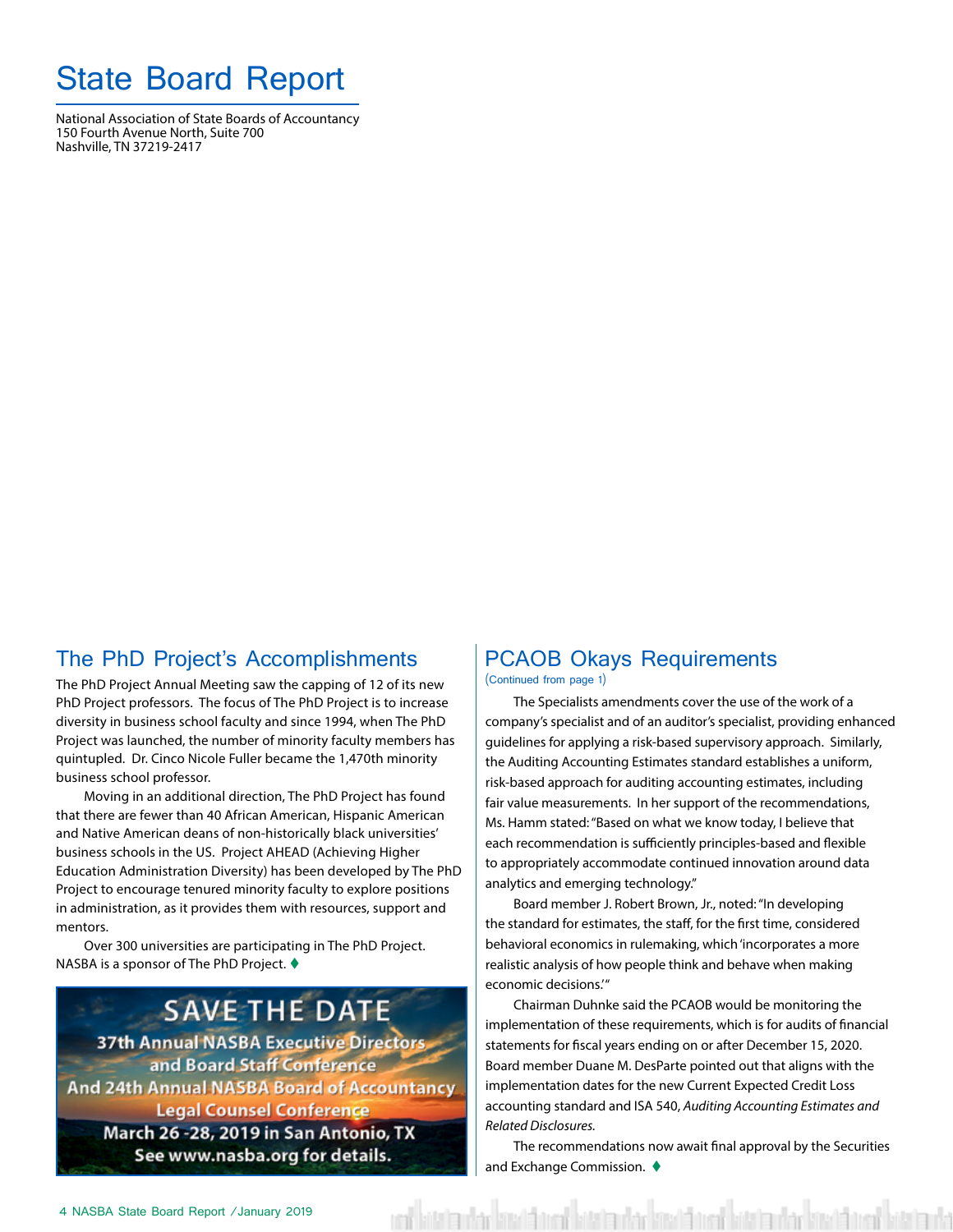# State Board Report

National Association of State Boards of Accountancy
150 Fourth Avenue North, Suite 700
Nashville, TN 37219-2417

## The PhD Project's Accomplishments

The PhD Project Annual Meeting saw the capping of 12 of its new PhD Project professors. The focus of The PhD Project is to increase diversity in business school faculty and since 1994, when The PhD Project was launched, the number of minority faculty members has quintupled. Dr. Cinco Nicole Fuller became the 1,470th minority business school professor.

Moving in an additional direction, The PhD Project has found that there are fewer than 40 African American, Hispanic American and Native American deans of non-historically black universities' business schools in the US. Project AHEAD (Achieving Higher Education Administration Diversity) has been developed by The PhD Project to encourage tenured minority faculty to explore positions in administration, as it provides them with resources, support and mentors.

Over 300 universities are participating in The PhD Project. NASBA is a sponsor of The PhD Project. ♦

SAVE THE DATE

37th Annual NASBA Executive Directors and Board Staff Conference
And 24th Annual NASBA Board of Accountancy Legal Counsel Conference
March 26 -28, 2019 in San Antonio, TX
See www.nasba.org for details.

## PCAOB Okays Requirements

(Continued from page 1)

The Specialists amendments cover the use of the work of a company's specialist and of an auditor's specialist, providing enhanced guidelines for applying a risk-based supervisory approach. Similarly, the Auditing Accounting Estimates standard establishes a uniform, risk-based approach for auditing accounting estimates, including fair value measurements. In her support of the recommendations, Ms. Hamm stated: "Based on what we know today, I believe that each recommendation is sufficiently principles-based and flexible to appropriately accommodate continued innovation around data analytics and emerging technology."

Board member J. Robert Brown, Jr., noted: "In developing the standard for estimates, the staff, for the first time, considered behavioral economics in rulemaking, which 'incorporates a more realistic analysis of how people think and behave when making economic decisions.'"

Chairman Duhnke said the PCAOB would be monitoring the implementation of these requirements, which is for audits of financial statements for fiscal years ending on or after December 15, 2020. Board member Duane M. DesParte pointed out that aligns with the implementation dates for the new Current Expected Credit Loss accounting standard and ISA 540, *Auditing Accounting Estimates and Related Disclosures.*

The recommendations now await final approval by the Securities and Exchange Commission. ♦